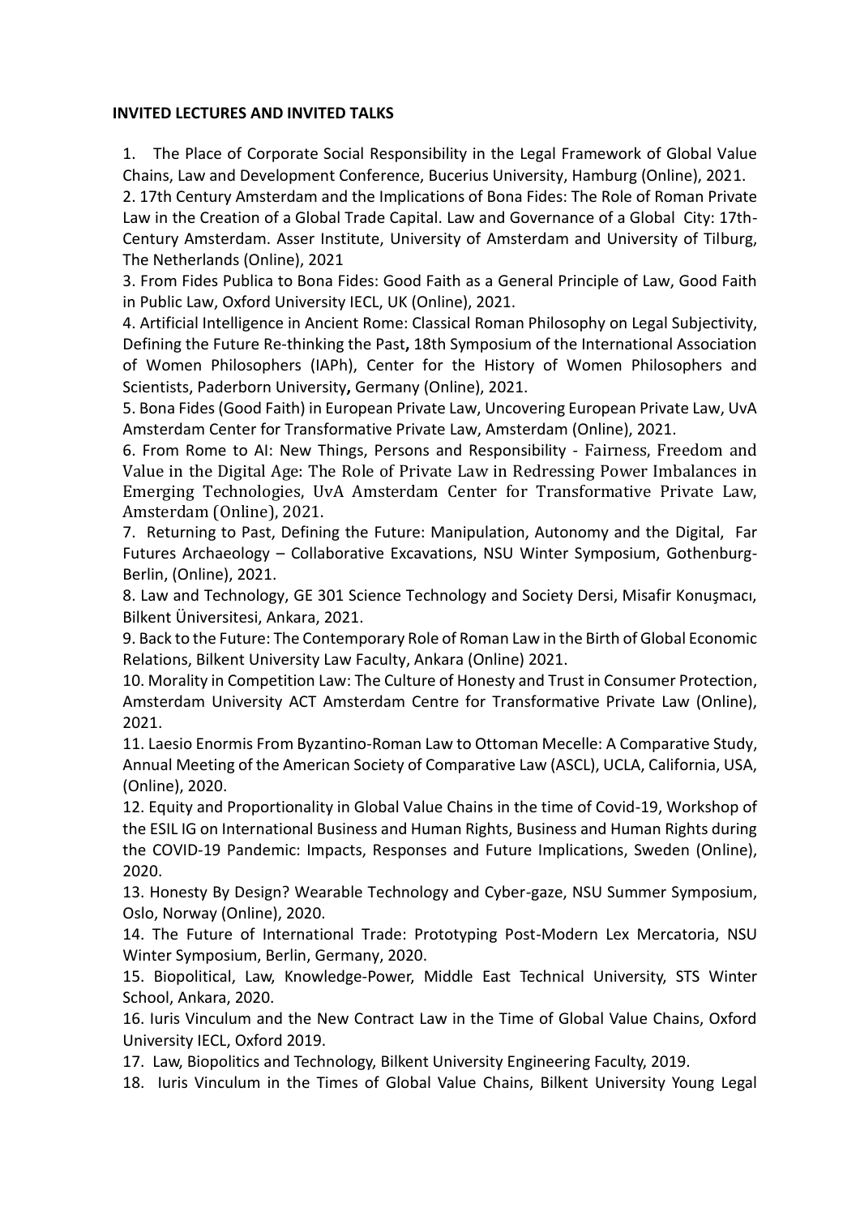**INVITED LECTURES AND INVITED TALKS**

1. The Place of Corporate Social Responsibility in the Legal Framework of Global Value Chains, Law and Development Conference, Bucerius University, Hamburg (Online), 2021.
2. 17th Century Amsterdam and the Implications of Bona Fides: The Role of Roman Private Law in the Creation of a Global Trade Capital. Law and Governance of a Global City: 17th-Century Amsterdam. Asser Institute, University of Amsterdam and University of Tilburg, The Netherlands (Online), 2021
3. From Fides Publica to Bona Fides: Good Faith as a General Principle of Law, Good Faith in Public Law, Oxford University IECL, UK (Online), 2021.
4. Artificial Intelligence in Ancient Rome: Classical Roman Philosophy on Legal Subjectivity, Defining the Future Re-thinking the Past**,** 18th Symposium of the International Association of Women Philosophers (IAPh), Center for the History of Women Philosophers and Scientists, Paderborn University**,** Germany (Online), 2021.
5. Bona Fides (Good Faith) in European Private Law, Uncovering European Private Law, UvA Amsterdam Center for Transformative Private Law, Amsterdam (Online), 2021.
6. From Rome to AI: New Things, Persons and Responsibility - Fairness, Freedom and Value in the Digital Age: The Role of Private Law in Redressing Power Imbalances in Emerging Technologies, UvA Amsterdam Center for Transformative Private Law, Amsterdam (Online), 2021.
7. Returning to Past, Defining the Future: Manipulation, Autonomy and the Digital, Far Futures Archaeology – Collaborative Excavations, NSU Winter Symposium, Gothenburg-Berlin, (Online), 2021.
8. Law and Technology, GE 301 Science Technology and Society Dersi, Misafir Konuşmacı, Bilkent Üniversitesi, Ankara, 2021.
9. Back to the Future: The Contemporary Role of Roman Law in the Birth of Global Economic Relations, Bilkent University Law Faculty, Ankara (Online) 2021.
10. Morality in Competition Law: The Culture of Honesty and Trust in Consumer Protection, Amsterdam University ACT Amsterdam Centre for Transformative Private Law (Online), 2021.
11. Laesio Enormis From Byzantino-Roman Law to Ottoman Mecelle: A Comparative Study, Annual Meeting of the American Society of Comparative Law (ASCL), UCLA, California, USA, (Online), 2020.
12. Equity and Proportionality in Global Value Chains in the time of Covid-19, Workshop of the ESIL IG on International Business and Human Rights, Business and Human Rights during the COVID-19 Pandemic: Impacts, Responses and Future Implications, Sweden (Online), 2020.
13. Honesty By Design? Wearable Technology and Cyber-gaze, NSU Summer Symposium, Oslo, Norway (Online), 2020.
14. The Future of International Trade: Prototyping Post-Modern Lex Mercatoria, NSU Winter Symposium, Berlin, Germany, 2020.
15. Biopolitical, Law, Knowledge-Power, Middle East Technical University, STS Winter School, Ankara, 2020.
16. Iuris Vinculum and the New Contract Law in the Time of Global Value Chains, Oxford University IECL, Oxford 2019.
17. Law, Biopolitics and Technology, Bilkent University Engineering Faculty, 2019.
18. Iuris Vinculum in the Times of Global Value Chains, Bilkent University Young Legal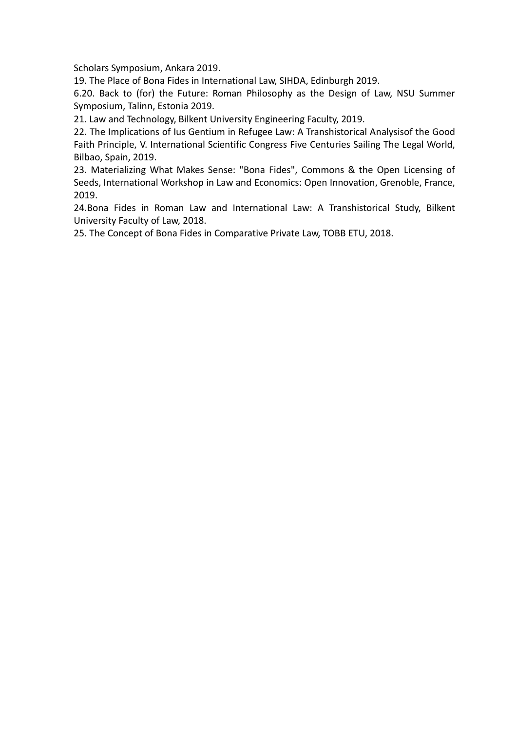Scholars Symposium, Ankara 2019.

19. The Place of Bona Fides in International Law, SIHDA, Edinburgh 2019.

6.20. Back to (for) the Future: Roman Philosophy as the Design of Law, NSU Summer Symposium, Talinn, Estonia 2019.

21. Law and Technology, Bilkent University Engineering Faculty, 2019.

22. The Implications of Ius Gentium in Refugee Law: A Transhistorical Analysisof the Good Faith Principle, V. International Scientific Congress Five Centuries Sailing The Legal World, Bilbao, Spain, 2019.

23. Materializing What Makes Sense: "Bona Fides", Commons & the Open Licensing of Seeds, International Workshop in Law and Economics: Open Innovation, Grenoble, France, 2019.

24.Bona Fides in Roman Law and International Law: A Transhistorical Study, Bilkent University Faculty of Law, 2018.

25. The Concept of Bona Fides in Comparative Private Law, TOBB ETU, 2018.